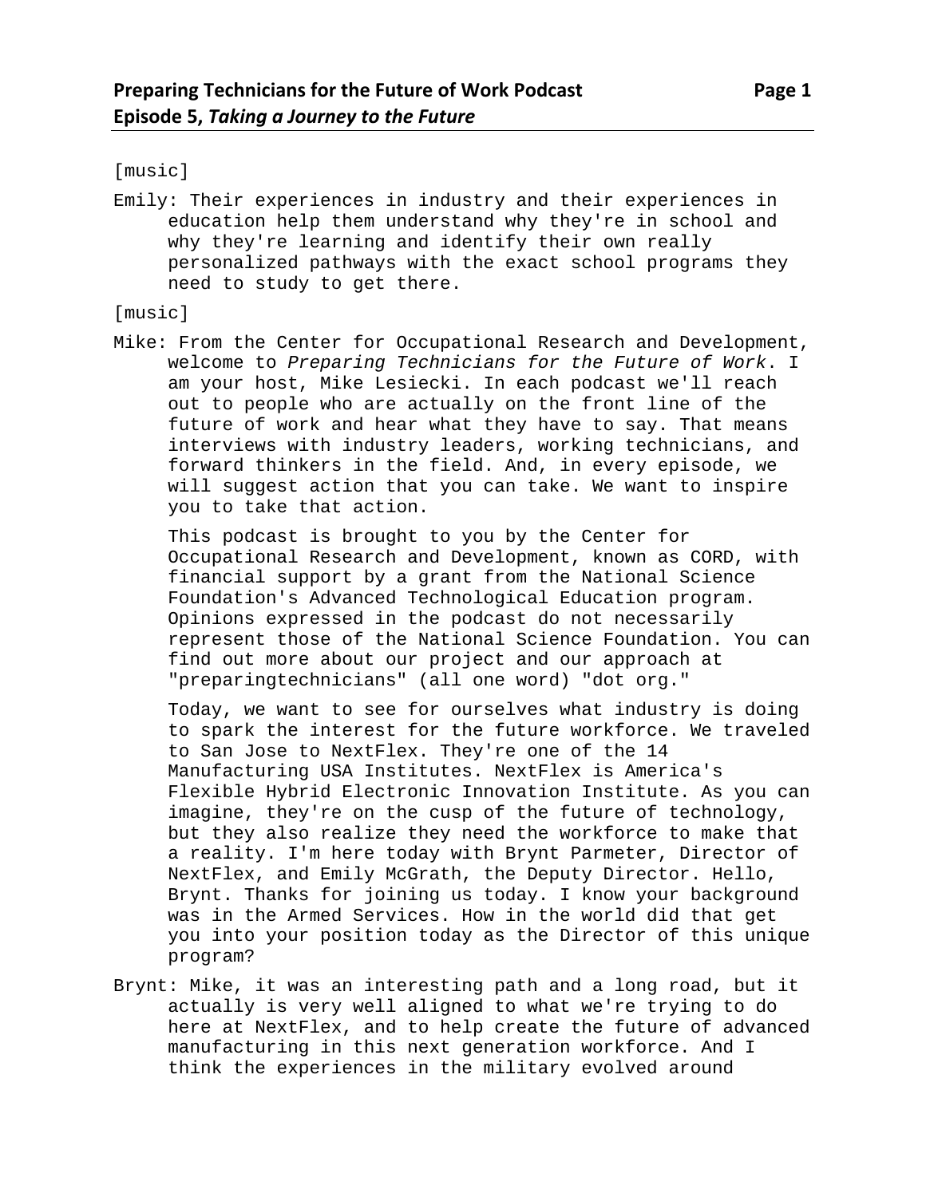[music]

Emily: Their experiences in industry and their experiences in education help them understand why they're in school and why they're learning and identify their own really personalized pathways with the exact school programs they need to study to get there.

[music]

Mike: From the Center for Occupational Research and Development, welcome to *Preparing Technicians for the Future of Work*. I am your host, Mike Lesiecki. In each podcast we'll reach out to people who are actually on the front line of the future of work and hear what they have to say. That means interviews with industry leaders, working technicians, and forward thinkers in the field. And, in every episode, we will suggest action that you can take. We want to inspire you to take that action.

This podcast is brought to you by the Center for Occupational Research and Development, known as CORD, with financial support by a grant from the National Science Foundation's Advanced Technological Education program. Opinions expressed in the podcast do not necessarily represent those of the National Science Foundation. You can find out more about our project and our approach at "preparingtechnicians" (all one word) "dot org."

Today, we want to see for ourselves what industry is doing to spark the interest for the future workforce. We traveled to San Jose to NextFlex. They're one of the 14 Manufacturing USA Institutes. NextFlex is America's Flexible Hybrid Electronic Innovation Institute. As you can imagine, they're on the cusp of the future of technology, but they also realize they need the workforce to make that a reality. I'm here today with Brynt Parmeter, Director of NextFlex, and Emily McGrath, the Deputy Director. Hello, Brynt. Thanks for joining us today. I know your background was in the Armed Services. How in the world did that get you into your position today as the Director of this unique program?

Brynt: Mike, it was an interesting path and a long road, but it actually is very well aligned to what we're trying to do here at NextFlex, and to help create the future of advanced manufacturing in this next generation workforce. And I think the experiences in the military evolved around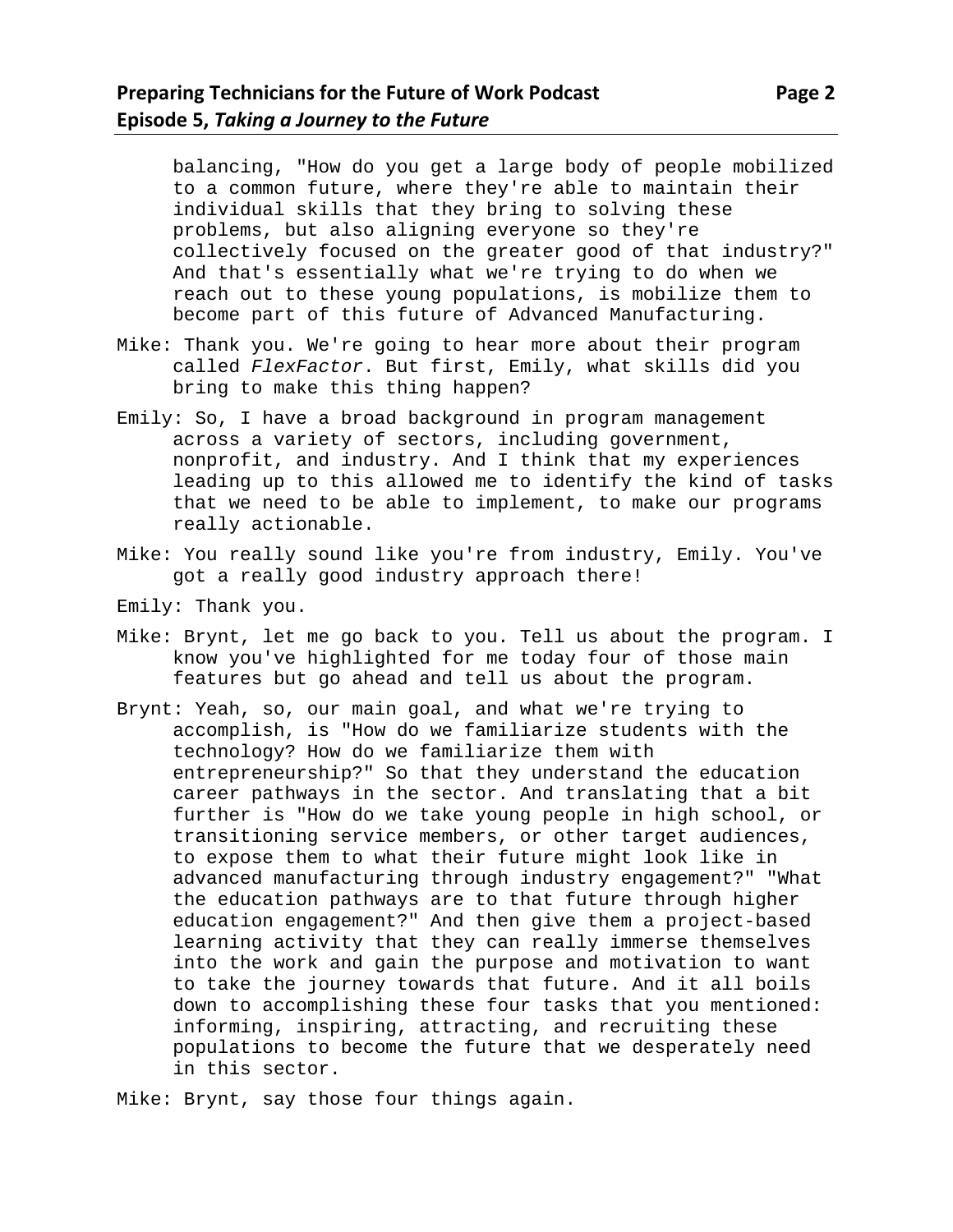balancing, "How do you get a large body of people mobilized to a common future, where they're able to maintain their individual skills that they bring to solving these problems, but also aligning everyone so they're collectively focused on the greater good of that industry?" And that's essentially what we're trying to do when we reach out to these young populations, is mobilize them to become part of this future of Advanced Manufacturing.

Mike: Thank you. We're going to hear more about their program called *FlexFactor*. But first, Emily, what skills did you bring to make this thing happen?

Emily: So, I have a broad background in program management across a variety of sectors, including government, nonprofit, and industry. And I think that my experiences leading up to this allowed me to identify the kind of tasks that we need to be able to implement, to make our programs really actionable.

Mike: You really sound like you're from industry, Emily. You've got a really good industry approach there!

Emily: Thank you.

Mike: Brynt, let me go back to you. Tell us about the program. I know you've highlighted for me today four of those main features but go ahead and tell us about the program.

Brynt: Yeah, so, our main goal, and what we're trying to accomplish, is "How do we familiarize students with the technology? How do we familiarize them with entrepreneurship?" So that they understand the education career pathways in the sector. And translating that a bit further is "How do we take young people in high school, or transitioning service members, or other target audiences, to expose them to what their future might look like in advanced manufacturing through industry engagement?" "What the education pathways are to that future through higher education engagement?" And then give them a project-based learning activity that they can really immerse themselves into the work and gain the purpose and motivation to want to take the journey towards that future. And it all boils down to accomplishing these four tasks that you mentioned: informing, inspiring, attracting, and recruiting these populations to become the future that we desperately need in this sector.

Mike: Brynt, say those four things again.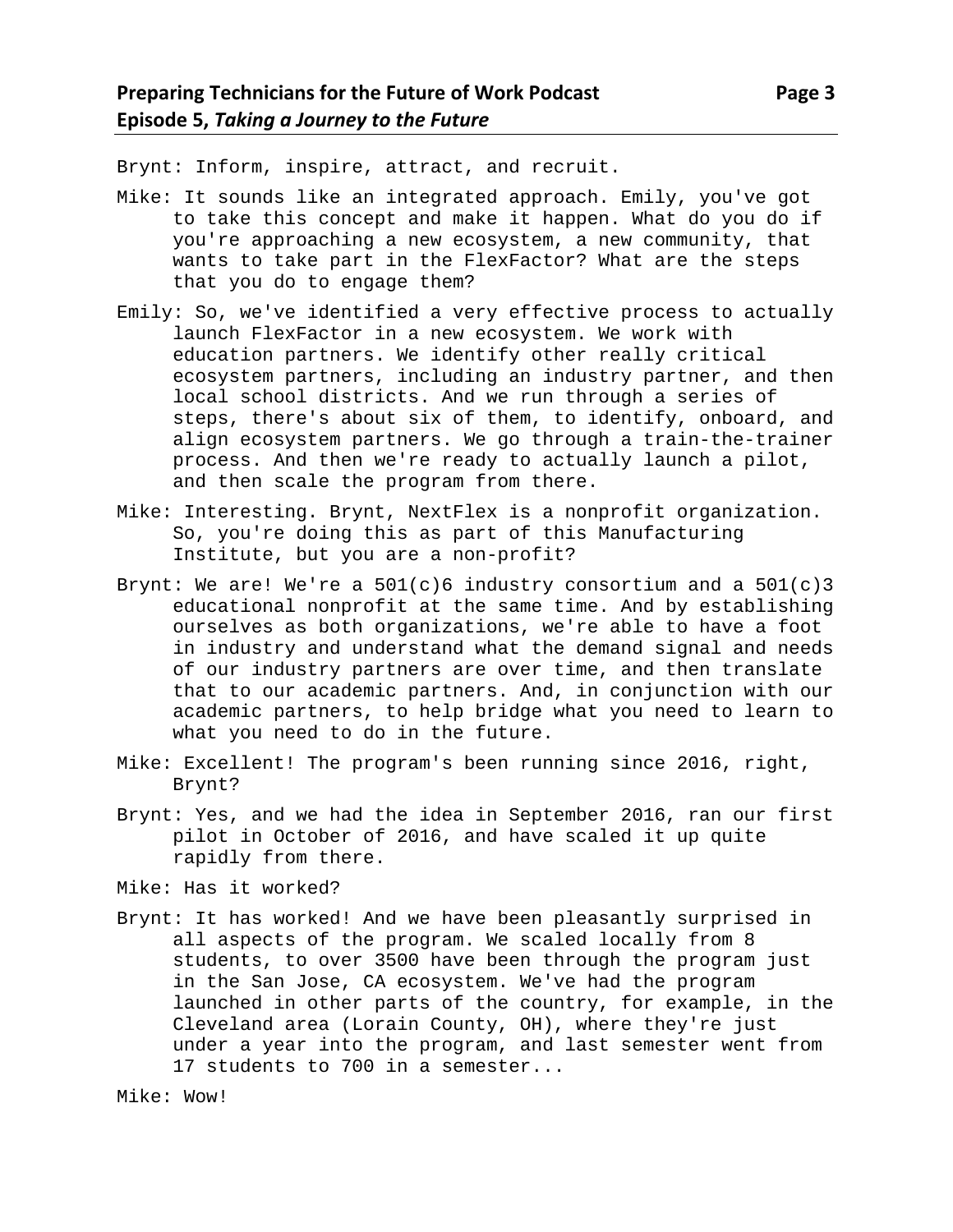Brynt: Inform, inspire, attract, and recruit.

Mike: It sounds like an integrated approach. Emily, you've got to take this concept and make it happen. What do you do if you're approaching a new ecosystem, a new community, that wants to take part in the FlexFactor? What are the steps that you do to engage them?

Emily: So, we've identified a very effective process to actually launch FlexFactor in a new ecosystem. We work with education partners. We identify other really critical ecosystem partners, including an industry partner, and then local school districts. And we run through a series of steps, there's about six of them, to identify, onboard, and align ecosystem partners. We go through a train-the-trainer process. And then we're ready to actually launch a pilot, and then scale the program from there.

Mike: Interesting. Brynt, NextFlex is a nonprofit organization. So, you're doing this as part of this Manufacturing Institute, but you are a non-profit?

Brynt: We are! We're a 501(c)6 industry consortium and a 501(c)3 educational nonprofit at the same time. And by establishing ourselves as both organizations, we're able to have a foot in industry and understand what the demand signal and needs of our industry partners are over time, and then translate that to our academic partners. And, in conjunction with our academic partners, to help bridge what you need to learn to what you need to do in the future.

Mike: Excellent! The program's been running since 2016, right, Brynt?

Brynt: Yes, and we had the idea in September 2016, ran our first pilot in October of 2016, and have scaled it up quite rapidly from there.

Mike: Has it worked?

Brynt: It has worked! And we have been pleasantly surprised in all aspects of the program. We scaled locally from 8 students, to over 3500 have been through the program just in the San Jose, CA ecosystem. We've had the program launched in other parts of the country, for example, in the Cleveland area (Lorain County, OH), where they're just under a year into the program, and last semester went from 17 students to 700 in a semester...

Mike: Wow!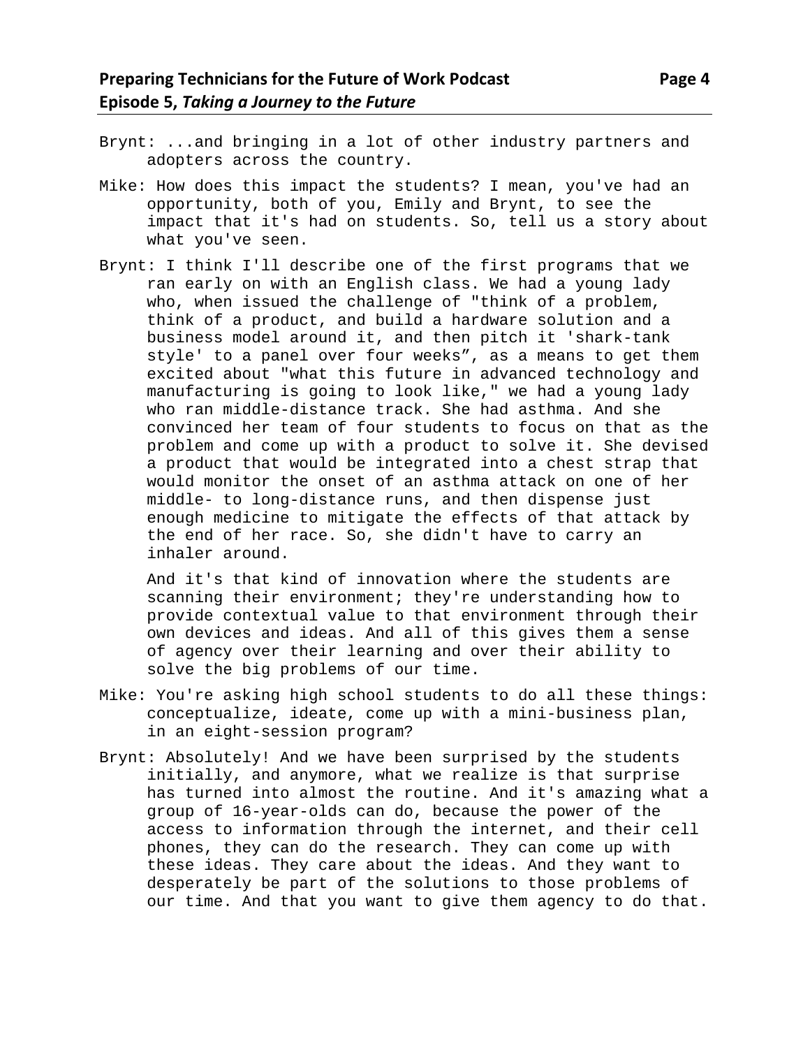Brynt: ...and bringing in a lot of other industry partners and adopters across the country.

Mike: How does this impact the students? I mean, you've had an opportunity, both of you, Emily and Brynt, to see the impact that it's had on students. So, tell us a story about what you've seen.

Brynt: I think I'll describe one of the first programs that we ran early on with an English class. We had a young lady who, when issued the challenge of "think of a problem, think of a product, and build a hardware solution and a business model around it, and then pitch it 'shark-tank style' to a panel over four weeks", as a means to get them excited about "what this future in advanced technology and manufacturing is going to look like," we had a young lady who ran middle-distance track. She had asthma. And she convinced her team of four students to focus on that as the problem and come up with a product to solve it. She devised a product that would be integrated into a chest strap that would monitor the onset of an asthma attack on one of her middle- to long-distance runs, and then dispense just enough medicine to mitigate the effects of that attack by the end of her race. So, she didn't have to carry an inhaler around.

And it's that kind of innovation where the students are scanning their environment; they're understanding how to provide contextual value to that environment through their own devices and ideas. And all of this gives them a sense of agency over their learning and over their ability to solve the big problems of our time.

Mike: You're asking high school students to do all these things: conceptualize, ideate, come up with a mini-business plan, in an eight-session program?

Brynt: Absolutely! And we have been surprised by the students initially, and anymore, what we realize is that surprise has turned into almost the routine. And it's amazing what a group of 16-year-olds can do, because the power of the access to information through the internet, and their cell phones, they can do the research. They can come up with these ideas. They care about the ideas. And they want to desperately be part of the solutions to those problems of our time. And that you want to give them agency to do that.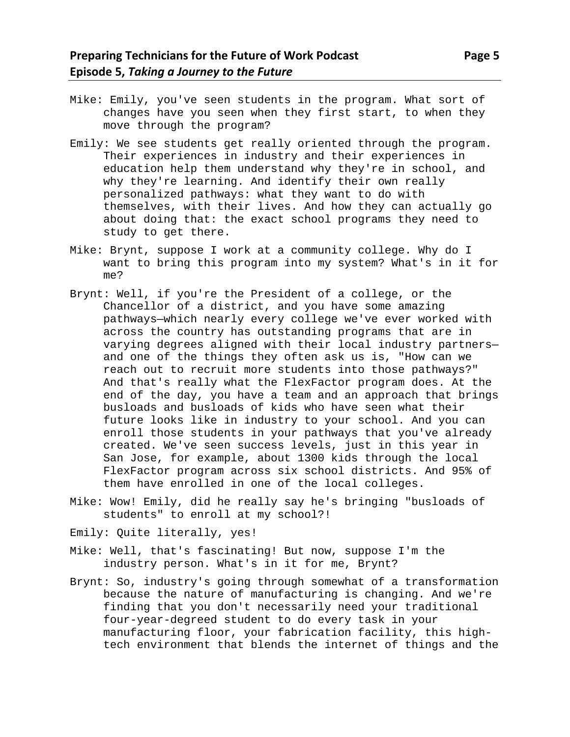Mike: Emily, you've seen students in the program. What sort of changes have you seen when they first start, to when they move through the program?

Emily: We see students get really oriented through the program. Their experiences in industry and their experiences in education help them understand why they're in school, and why they're learning. And identify their own really personalized pathways: what they want to do with themselves, with their lives. And how they can actually go about doing that: the exact school programs they need to study to get there.

Mike: Brynt, suppose I work at a community college. Why do I want to bring this program into my system? What's in it for me?

Brynt: Well, if you're the President of a college, or the Chancellor of a district, and you have some amazing pathways—which nearly every college we've ever worked with across the country has outstanding programs that are in varying degrees aligned with their local industry partners—and one of the things they often ask us is, "How can we reach out to recruit more students into those pathways?" And that's really what the FlexFactor program does. At the end of the day, you have a team and an approach that brings busloads and busloads of kids who have seen what their future looks like in industry to your school. And you can enroll those students in your pathways that you've already created. We've seen success levels, just in this year in San Jose, for example, about 1300 kids through the local FlexFactor program across six school districts. And 95% of them have enrolled in one of the local colleges.

Mike: Wow! Emily, did he really say he's bringing "busloads of students" to enroll at my school?!

Emily: Quite literally, yes!

Mike: Well, that's fascinating! But now, suppose I'm the industry person. What's in it for me, Brynt?

Brynt: So, industry's going through somewhat of a transformation because the nature of manufacturing is changing. And we're finding that you don't necessarily need your traditional four-year-degreed student to do every task in your manufacturing floor, your fabrication facility, this high-tech environment that blends the internet of things and the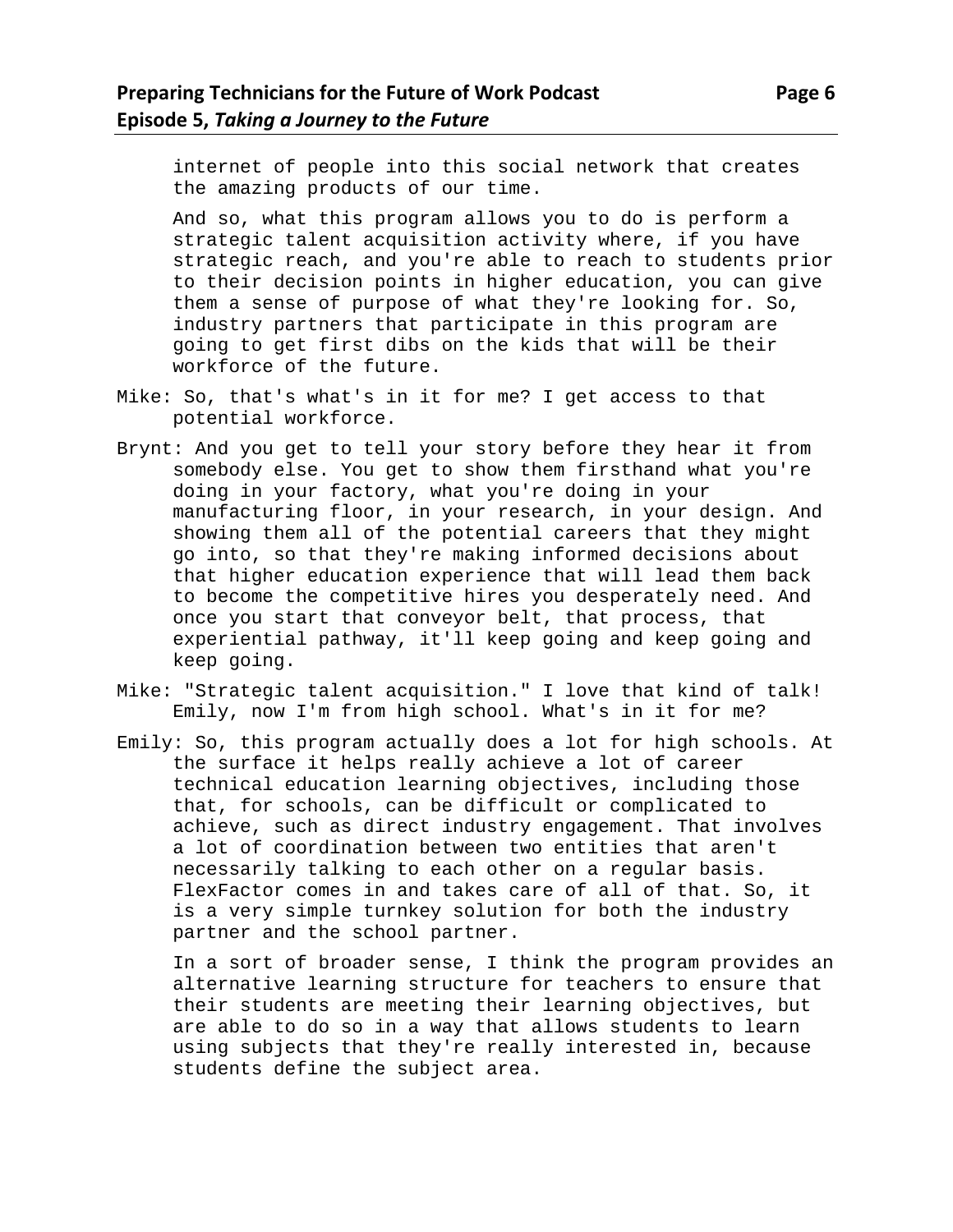internet of people into this social network that creates the amazing products of our time.

And so, what this program allows you to do is perform a strategic talent acquisition activity where, if you have strategic reach, and you're able to reach to students prior to their decision points in higher education, you can give them a sense of purpose of what they're looking for. So, industry partners that participate in this program are going to get first dibs on the kids that will be their workforce of the future.

Mike: So, that's what's in it for me? I get access to that potential workforce.

Brynt: And you get to tell your story before they hear it from somebody else. You get to show them firsthand what you're doing in your factory, what you're doing in your manufacturing floor, in your research, in your design. And showing them all of the potential careers that they might go into, so that they're making informed decisions about that higher education experience that will lead them back to become the competitive hires you desperately need. And once you start that conveyor belt, that process, that experiential pathway, it'll keep going and keep going and keep going.

Mike: "Strategic talent acquisition." I love that kind of talk! Emily, now I'm from high school. What's in it for me?

Emily: So, this program actually does a lot for high schools. At the surface it helps really achieve a lot of career technical education learning objectives, including those that, for schools, can be difficult or complicated to achieve, such as direct industry engagement. That involves a lot of coordination between two entities that aren't necessarily talking to each other on a regular basis. FlexFactor comes in and takes care of all of that. So, it is a very simple turnkey solution for both the industry partner and the school partner.

In a sort of broader sense, I think the program provides an alternative learning structure for teachers to ensure that their students are meeting their learning objectives, but are able to do so in a way that allows students to learn using subjects that they're really interested in, because students define the subject area.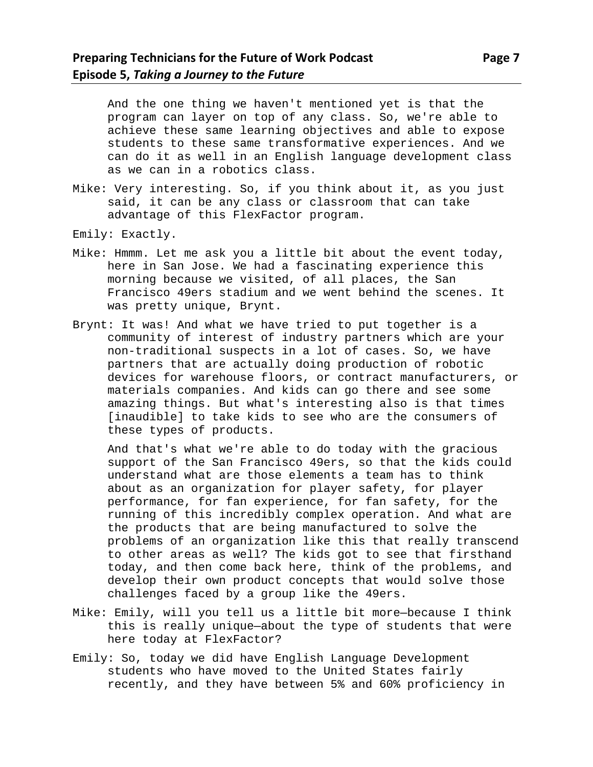And the one thing we haven't mentioned yet is that the program can layer on top of any class. So, we're able to achieve these same learning objectives and able to expose students to these same transformative experiences. And we can do it as well in an English language development class as we can in a robotics class.

Mike: Very interesting. So, if you think about it, as you just said, it can be any class or classroom that can take advantage of this FlexFactor program.

Emily: Exactly.

Mike: Hmmm. Let me ask you a little bit about the event today, here in San Jose. We had a fascinating experience this morning because we visited, of all places, the San Francisco 49ers stadium and we went behind the scenes. It was pretty unique, Brynt.

Brynt: It was! And what we have tried to put together is a community of interest of industry partners which are your non-traditional suspects in a lot of cases. So, we have partners that are actually doing production of robotic devices for warehouse floors, or contract manufacturers, or materials companies. And kids can go there and see some amazing things. But what's interesting also is that times [inaudible] to take kids to see who are the consumers of these types of products.

And that's what we're able to do today with the gracious support of the San Francisco 49ers, so that the kids could understand what are those elements a team has to think about as an organization for player safety, for player performance, for fan experience, for fan safety, for the running of this incredibly complex operation. And what are the products that are being manufactured to solve the problems of an organization like this that really transcend to other areas as well? The kids got to see that firsthand today, and then come back here, think of the problems, and develop their own product concepts that would solve those challenges faced by a group like the 49ers.

Mike: Emily, will you tell us a little bit more—because I think this is really unique—about the type of students that were here today at FlexFactor?

Emily: So, today we did have English Language Development students who have moved to the United States fairly recently, and they have between 5% and 60% proficiency in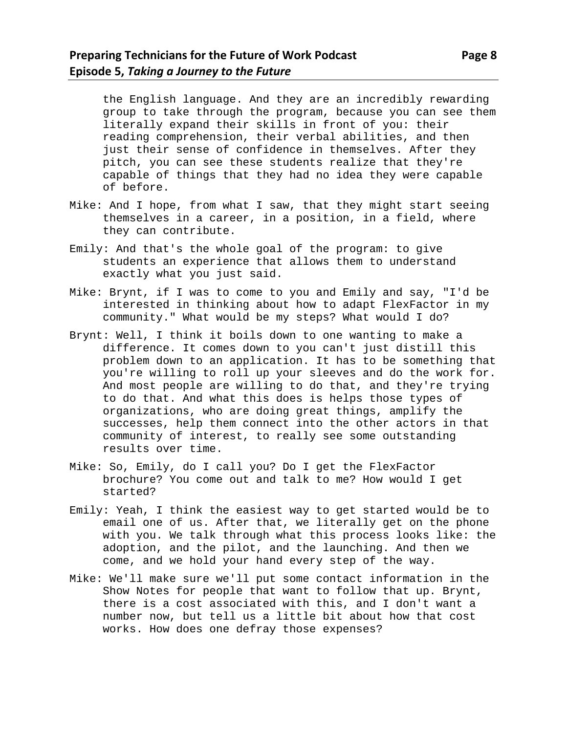the English language. And they are an incredibly rewarding group to take through the program, because you can see them literally expand their skills in front of you: their reading comprehension, their verbal abilities, and then just their sense of confidence in themselves. After they pitch, you can see these students realize that they're capable of things that they had no idea they were capable of before.

Mike: And I hope, from what I saw, that they might start seeing themselves in a career, in a position, in a field, where they can contribute.

Emily: And that's the whole goal of the program: to give students an experience that allows them to understand exactly what you just said.

Mike: Brynt, if I was to come to you and Emily and say, "I'd be interested in thinking about how to adapt FlexFactor in my community." What would be my steps? What would I do?

Brynt: Well, I think it boils down to one wanting to make a difference. It comes down to you can't just distill this problem down to an application. It has to be something that you're willing to roll up your sleeves and do the work for. And most people are willing to do that, and they're trying to do that. And what this does is helps those types of organizations, who are doing great things, amplify the successes, help them connect into the other actors in that community of interest, to really see some outstanding results over time.

Mike: So, Emily, do I call you? Do I get the FlexFactor brochure? You come out and talk to me? How would I get started?

Emily: Yeah, I think the easiest way to get started would be to email one of us. After that, we literally get on the phone with you. We talk through what this process looks like: the adoption, and the pilot, and the launching. And then we come, and we hold your hand every step of the way.

Mike: We'll make sure we'll put some contact information in the Show Notes for people that want to follow that up. Brynt, there is a cost associated with this, and I don't want a number now, but tell us a little bit about how that cost works. How does one defray those expenses?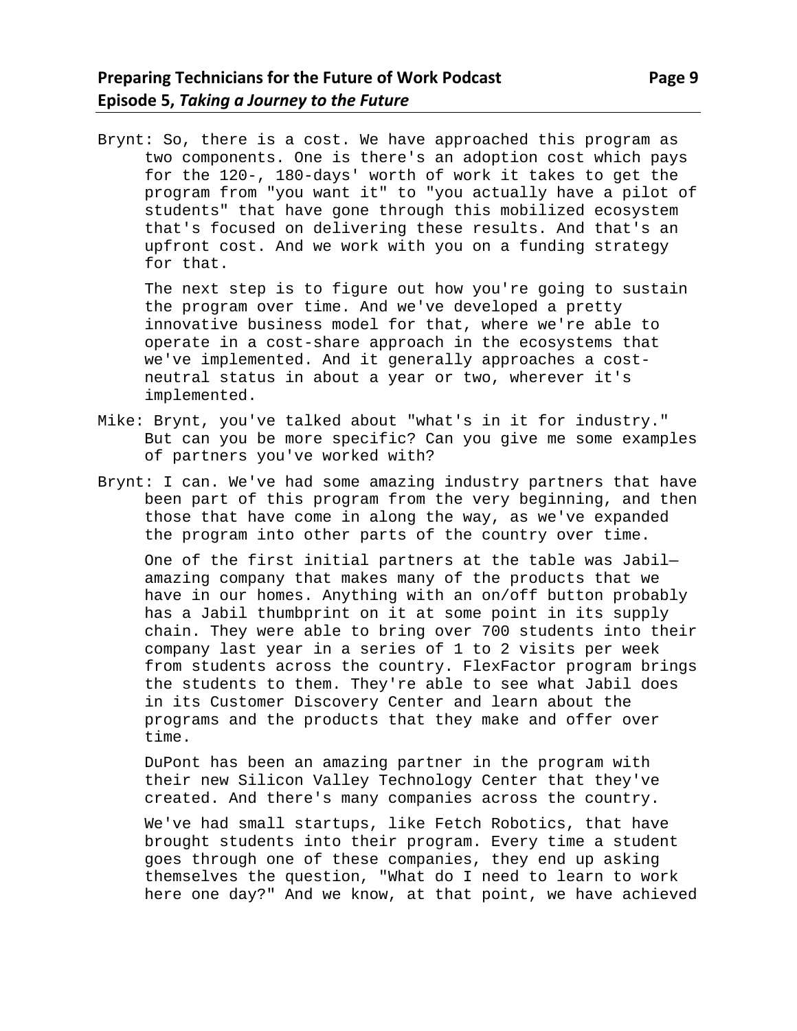Brynt: So, there is a cost. We have approached this program as two components. One is there's an adoption cost which pays for the 120-, 180-days' worth of work it takes to get the program from "you want it" to "you actually have a pilot of students" that have gone through this mobilized ecosystem that's focused on delivering these results. And that's an upfront cost. And we work with you on a funding strategy for that.

The next step is to figure out how you're going to sustain the program over time. And we've developed a pretty innovative business model for that, where we're able to operate in a cost-share approach in the ecosystems that we've implemented. And it generally approaches a cost-neutral status in about a year or two, wherever it's implemented.

Mike: Brynt, you've talked about "what's in it for industry." But can you be more specific? Can you give me some examples of partners you've worked with?

Brynt: I can. We've had some amazing industry partners that have been part of this program from the very beginning, and then those that have come in along the way, as we've expanded the program into other parts of the country over time.

One of the first initial partners at the table was Jabil—amazing company that makes many of the products that we have in our homes. Anything with an on/off button probably has a Jabil thumbprint on it at some point in its supply chain. They were able to bring over 700 students into their company last year in a series of 1 to 2 visits per week from students across the country. FlexFactor program brings the students to them. They're able to see what Jabil does in its Customer Discovery Center and learn about the programs and the products that they make and offer over time.

DuPont has been an amazing partner in the program with their new Silicon Valley Technology Center that they've created. And there's many companies across the country.

We've had small startups, like Fetch Robotics, that have brought students into their program. Every time a student goes through one of these companies, they end up asking themselves the question, "What do I need to learn to work here one day?" And we know, at that point, we have achieved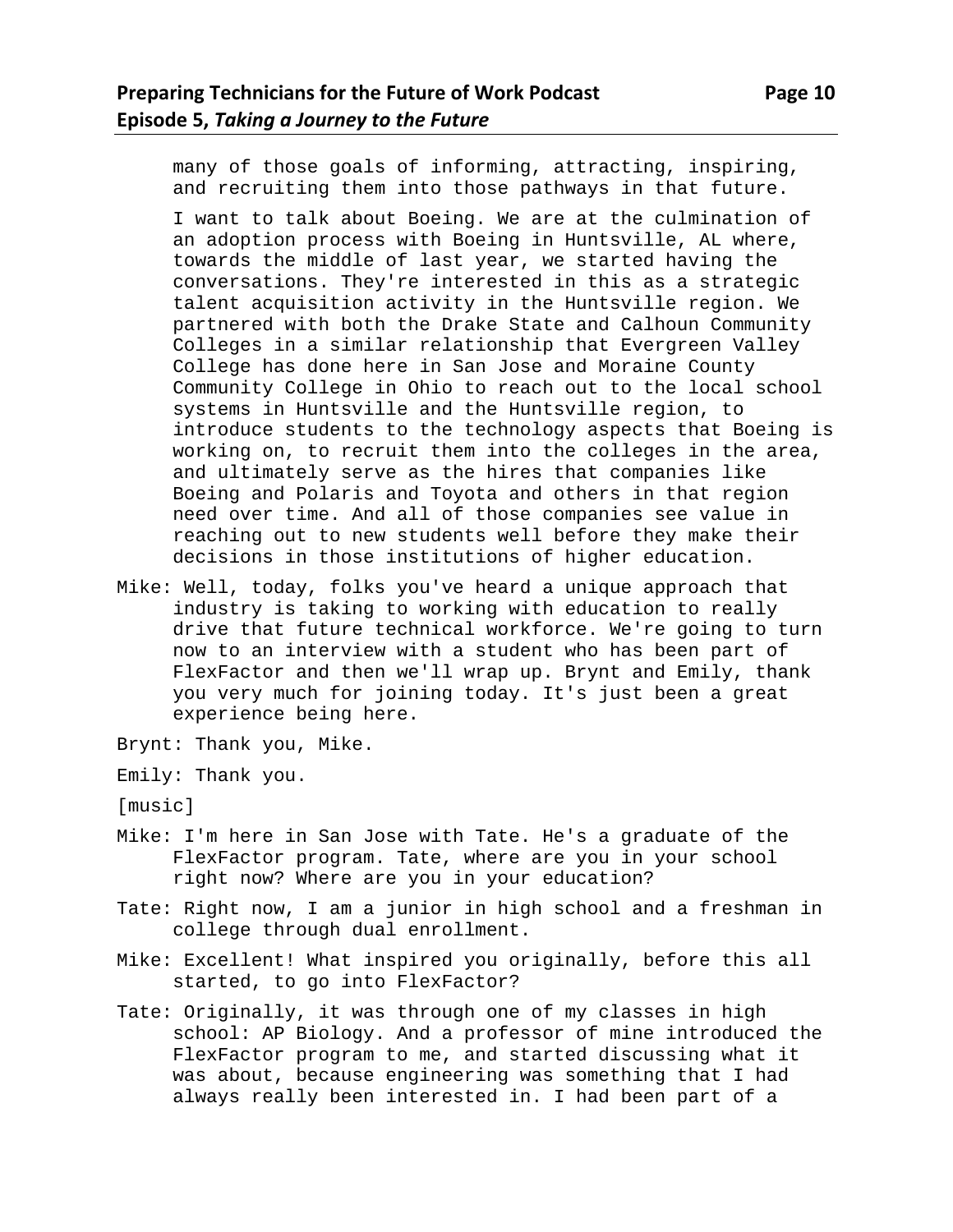many of those goals of informing, attracting, inspiring, and recruiting them into those pathways in that future.

I want to talk about Boeing. We are at the culmination of an adoption process with Boeing in Huntsville, AL where, towards the middle of last year, we started having the conversations. They're interested in this as a strategic talent acquisition activity in the Huntsville region. We partnered with both the Drake State and Calhoun Community Colleges in a similar relationship that Evergreen Valley College has done here in San Jose and Moraine County Community College in Ohio to reach out to the local school systems in Huntsville and the Huntsville region, to introduce students to the technology aspects that Boeing is working on, to recruit them into the colleges in the area, and ultimately serve as the hires that companies like Boeing and Polaris and Toyota and others in that region need over time. And all of those companies see value in reaching out to new students well before they make their decisions in those institutions of higher education.

Mike: Well, today, folks you've heard a unique approach that industry is taking to working with education to really drive that future technical workforce. We're going to turn now to an interview with a student who has been part of FlexFactor and then we'll wrap up. Brynt and Emily, thank you very much for joining today. It's just been a great experience being here.

Brynt: Thank you, Mike.

Emily: Thank you.

[music]

Mike: I'm here in San Jose with Tate. He's a graduate of the FlexFactor program. Tate, where are you in your school right now? Where are you in your education?

Tate: Right now, I am a junior in high school and a freshman in college through dual enrollment.

Mike: Excellent! What inspired you originally, before this all started, to go into FlexFactor?

Tate: Originally, it was through one of my classes in high school: AP Biology. And a professor of mine introduced the FlexFactor program to me, and started discussing what it was about, because engineering was something that I had always really been interested in. I had been part of a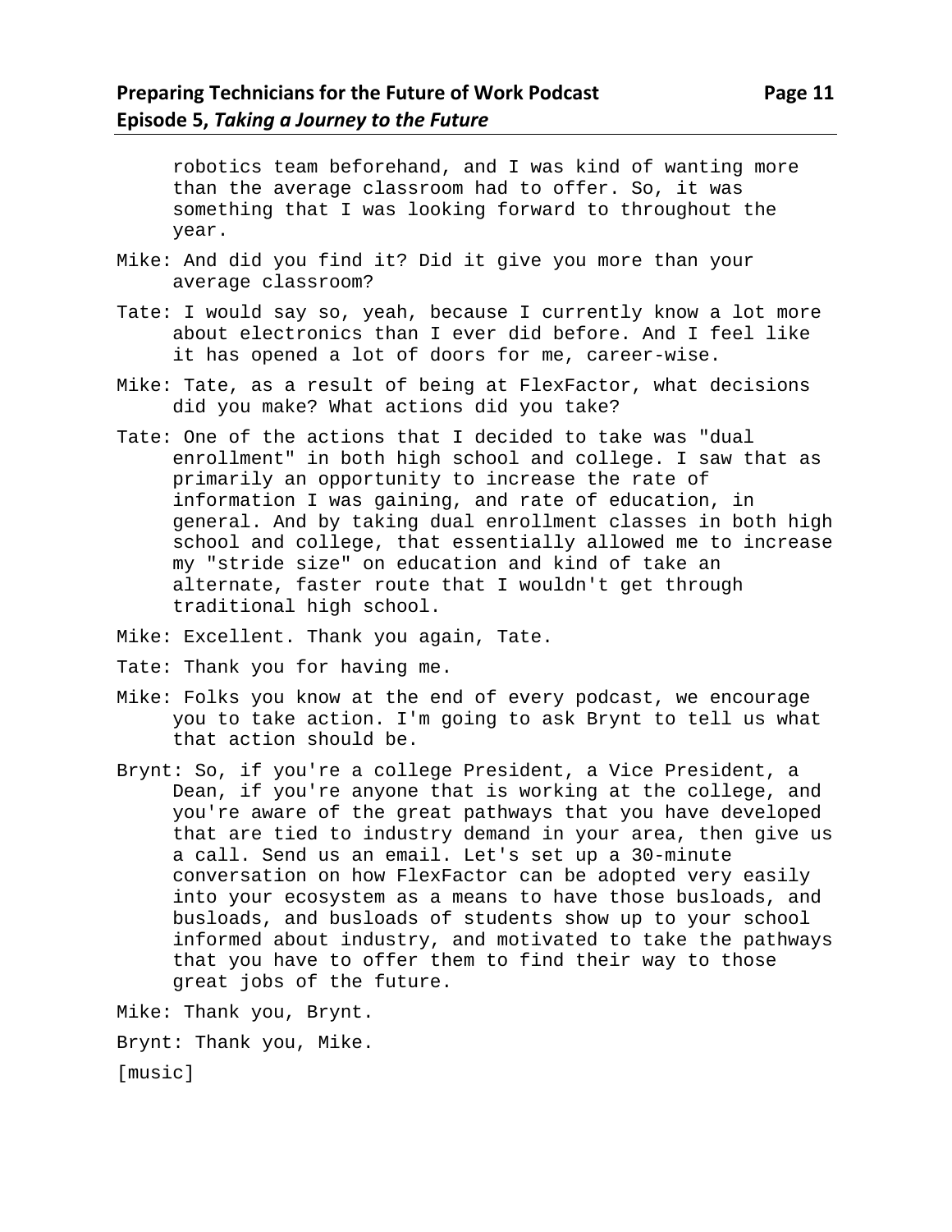robotics team beforehand, and I was kind of wanting more than the average classroom had to offer. So, it was something that I was looking forward to throughout the year.

Mike: And did you find it? Did it give you more than your average classroom?

Tate: I would say so, yeah, because I currently know a lot more about electronics than I ever did before. And I feel like it has opened a lot of doors for me, career-wise.

Mike: Tate, as a result of being at FlexFactor, what decisions did you make? What actions did you take?

Tate: One of the actions that I decided to take was "dual enrollment" in both high school and college. I saw that as primarily an opportunity to increase the rate of information I was gaining, and rate of education, in general. And by taking dual enrollment classes in both high school and college, that essentially allowed me to increase my "stride size" on education and kind of take an alternate, faster route that I wouldn't get through traditional high school.

Mike: Excellent. Thank you again, Tate.

Tate: Thank you for having me.

Mike: Folks you know at the end of every podcast, we encourage you to take action. I'm going to ask Brynt to tell us what that action should be.

Brynt: So, if you're a college President, a Vice President, a Dean, if you're anyone that is working at the college, and you're aware of the great pathways that you have developed that are tied to industry demand in your area, then give us a call. Send us an email. Let's set up a 30-minute conversation on how FlexFactor can be adopted very easily into your ecosystem as a means to have those busloads, and busloads, and busloads of students show up to your school informed about industry, and motivated to take the pathways that you have to offer them to find their way to those great jobs of the future.

Mike: Thank you, Brynt.

Brynt: Thank you, Mike.

[music]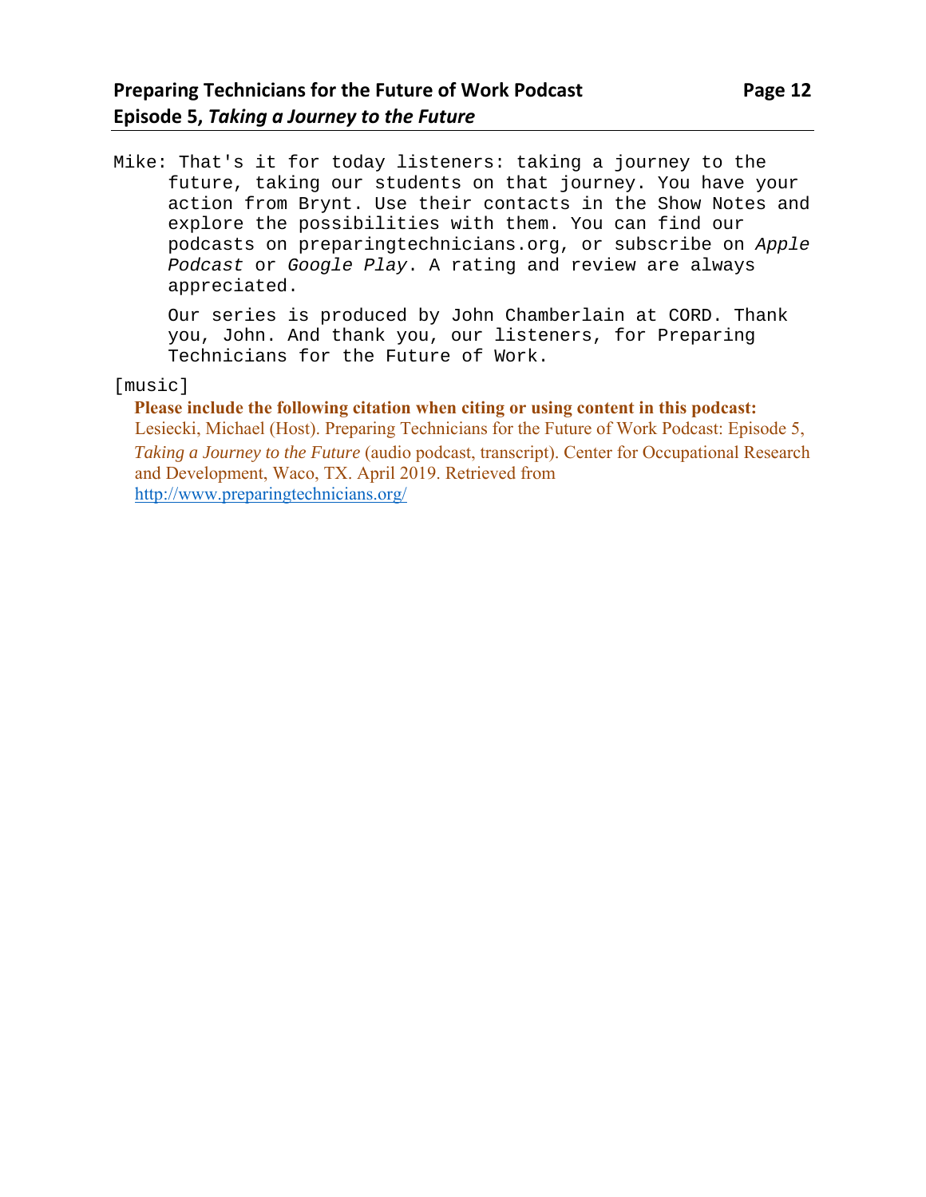Mike: That's it for today listeners: taking a journey to the future, taking our students on that journey. You have your action from Brynt. Use their contacts in the Show Notes and explore the possibilities with them. You can find our podcasts on preparingtechnicians.org, or subscribe on *Apple Podcast* or *Google Play*. A rating and review are always appreciated.

Our series is produced by John Chamberlain at CORD. Thank you, John. And thank you, our listeners, for Preparing Technicians for the Future of Work.

[music]

**Please include the following citation when citing or using content in this podcast:**
Lesiecki, Michael (Host). Preparing Technicians for the Future of Work Podcast: Episode 5, *Taking a Journey to the Future* (audio podcast, transcript). Center for Occupational Research and Development, Waco, TX. April 2019. Retrieved from http://www.preparingtechnicians.org/